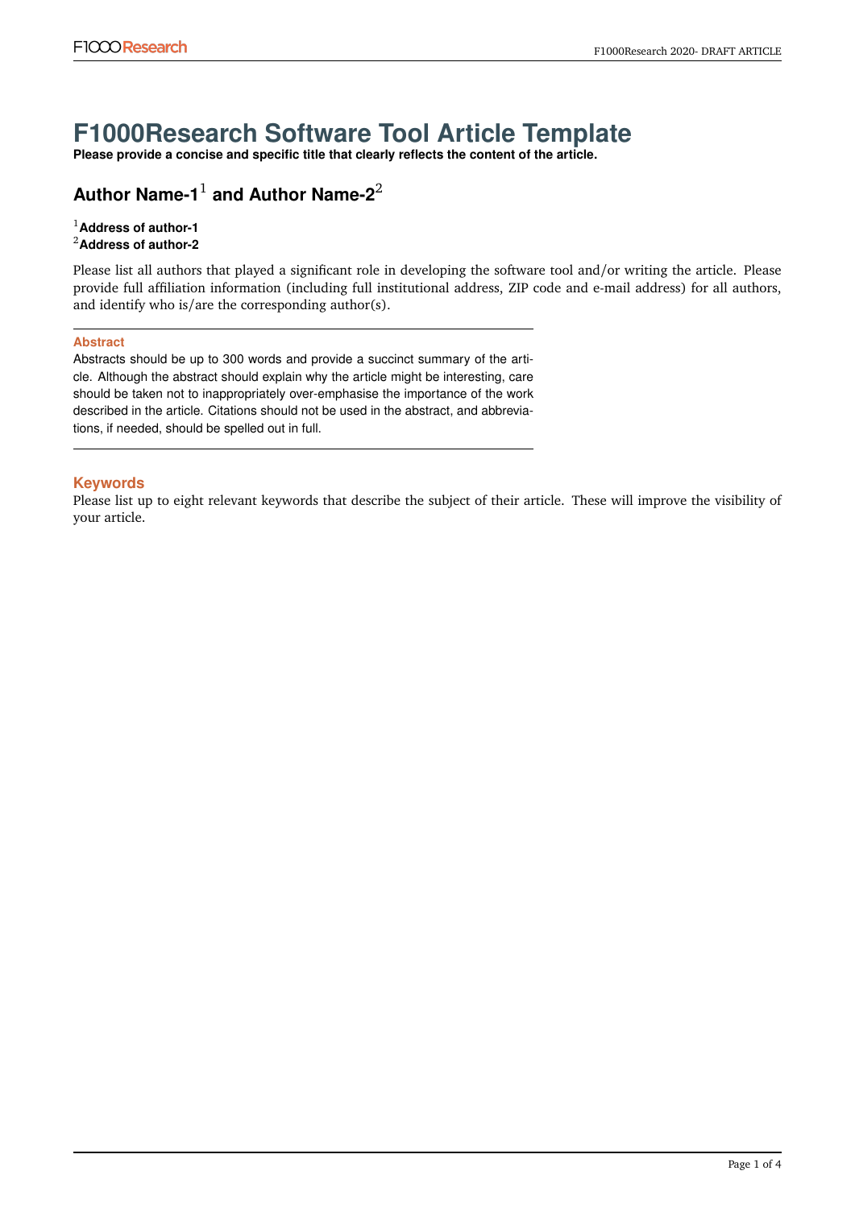# F1000Research Software Tool Article Template

**Please provide a concise and specific title that clearly reflects the content of the article.**

## Author Name-1[1] and Author Name-2[2]

[1]**Address of author-1**
[2]**Address of author-2**

Please list all authors that played a significant role in developing the software tool and/or writing the article. Please provide full affiliation information (including full institutional address, ZIP code and e-mail address) for all authors, and identify who is/are the corresponding author(s).

### Abstract

Abstracts should be up to 300 words and provide a succinct summary of the article. Although the abstract should explain why the article might be interesting, care should be taken not to inappropriately over-emphasise the importance of the work described in the article. Citations should not be used in the abstract, and abbreviations, if needed, should be spelled out in full.

## Keywords

Please list up to eight relevant keywords that describe the subject of their article. These will improve the visibility of your article.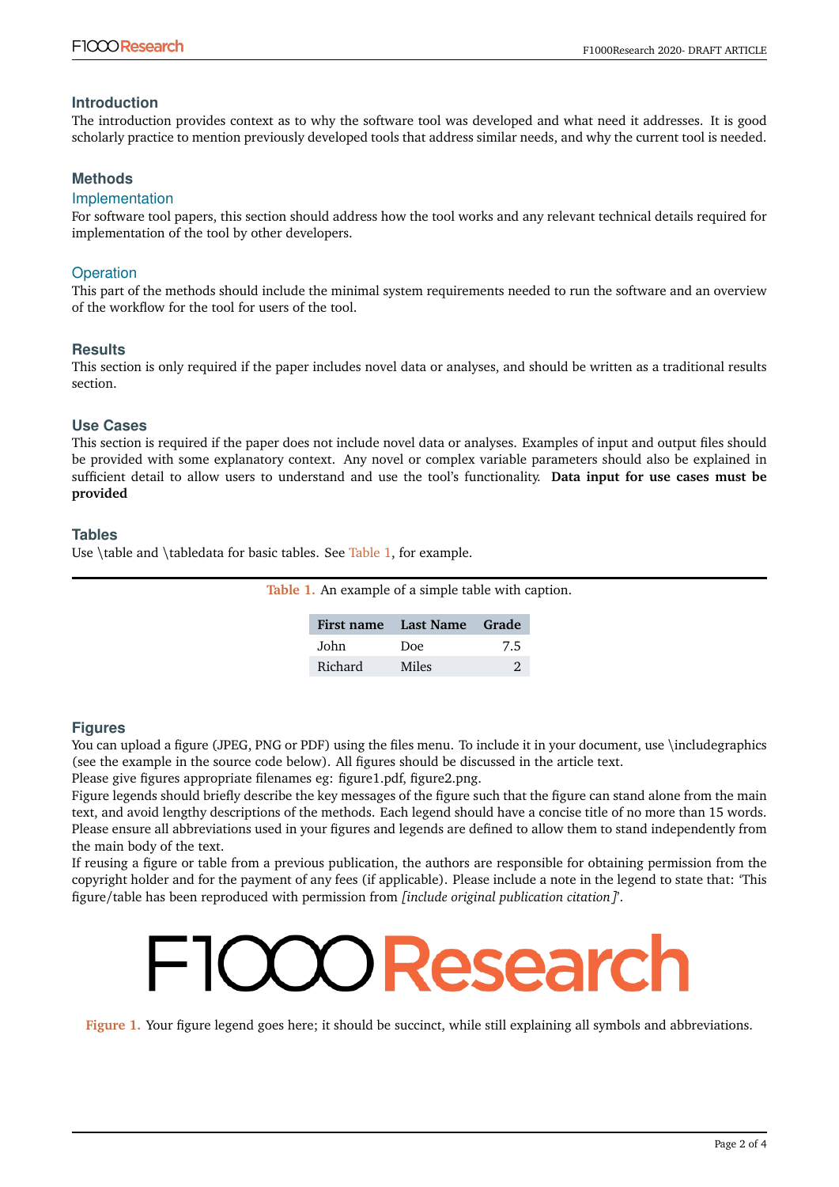## Introduction

The introduction provides context as to why the software tool was developed and what need it addresses. It is good scholarly practice to mention previously developed tools that address similar needs, and why the current tool is needed.

## Methods

### Implementation

For software tool papers, this section should address how the tool works and any relevant technical details required for implementation of the tool by other developers.

### Operation

This part of the methods should include the minimal system requirements needed to run the software and an overview of the workflow for the tool for users of the tool.

## Results

This section is only required if the paper includes novel data or analyses, and should be written as a traditional results section.

## Use Cases

This section is required if the paper does not include novel data or analyses. Examples of input and output files should be provided with some explanatory context. Any novel or complex variable parameters should also be explained in sufficient detail to allow users to understand and use the tool's functionality. **Data input for use cases must be provided**

## Tables

Use \table and \tabledata for basic tables. See Table 1, for example.

**Table 1.** An example of a simple table with caption.

| First name | Last Name | Grade |
|---|---|---|
| John | Doe | 7.5 |
| Richard | Miles | 2 |

## Figures

You can upload a figure (JPEG, PNG or PDF) using the files menu. To include it in your document, use \includegraphics (see the example in the source code below). All figures should be discussed in the article text.

Please give figures appropriate filenames eg: figure1.pdf, figure2.png.

Figure legends should briefly describe the key messages of the figure such that the figure can stand alone from the main text, and avoid lengthy descriptions of the methods. Each legend should have a concise title of no more than 15 words. Please ensure all abbreviations used in your figures and legends are defined to allow them to stand independently from the main body of the text.

If reusing a figure or table from a previous publication, the authors are responsible for obtaining permission from the copyright holder and for the payment of any fees (if applicable). Please include a note in the legend to state that: 'This figure/table has been reproduced with permission from *[include original publication citation]*'.

F1000Research

**Figure 1.** Your figure legend goes here; it should be succinct, while still explaining all symbols and abbreviations.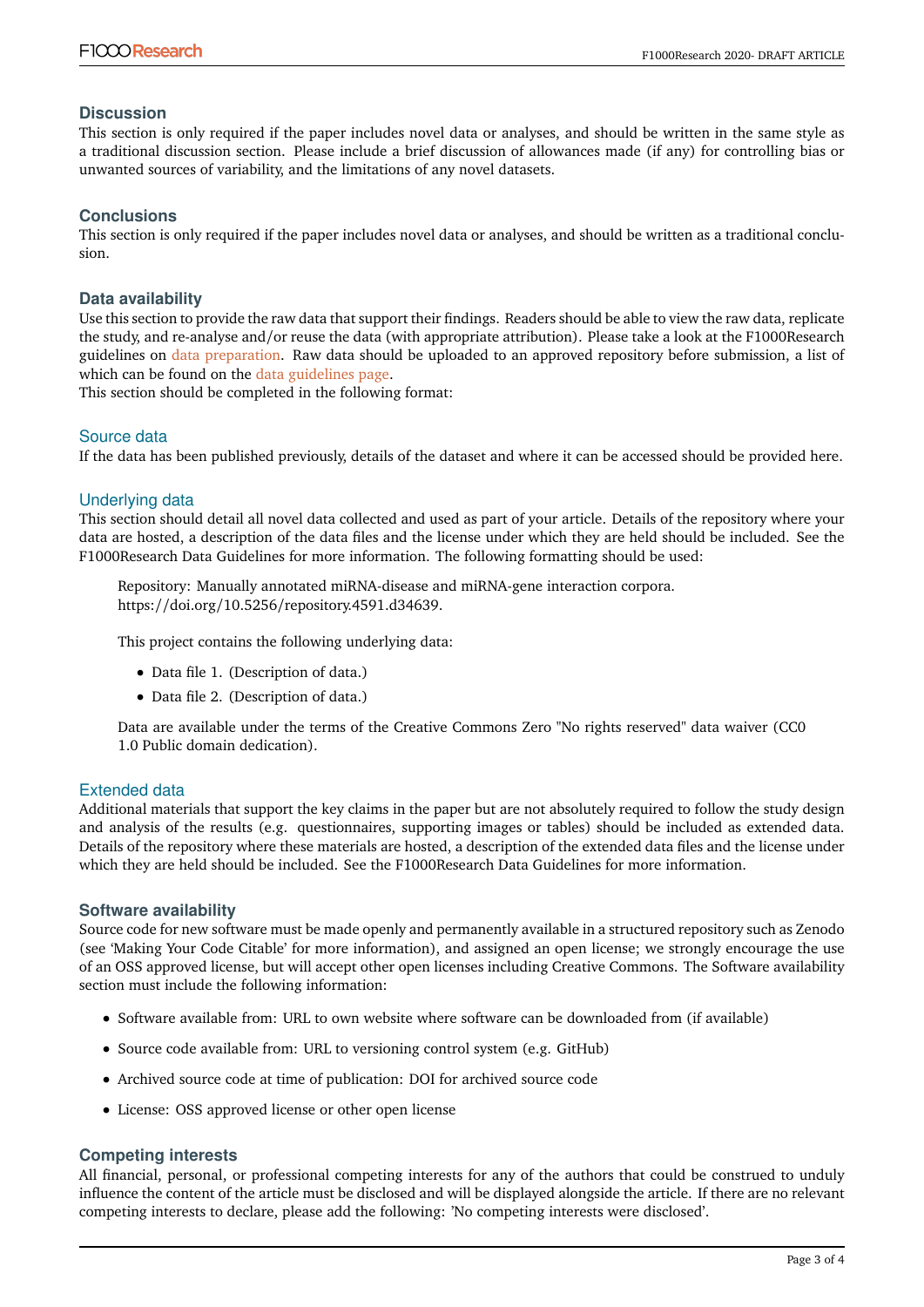## Discussion

This section is only required if the paper includes novel data or analyses, and should be written in the same style as a traditional discussion section. Please include a brief discussion of allowances made (if any) for controlling bias or unwanted sources of variability, and the limitations of any novel datasets.

## Conclusions

This section is only required if the paper includes novel data or analyses, and should be written as a traditional conclusion.

## Data availability

Use this section to provide the raw data that support their findings. Readers should be able to view the raw data, replicate the study, and re-analyse and/or reuse the data (with appropriate attribution). Please take a look at the F1000Research guidelines on data preparation. Raw data should be uploaded to an approved repository before submission, a list of which can be found on the data guidelines page.

This section should be completed in the following format:

### Source data

If the data has been published previously, details of the dataset and where it can be accessed should be provided here.

### Underlying data

This section should detail all novel data collected and used as part of your article. Details of the repository where your data are hosted, a description of the data files and the license under which they are held should be included. See the F1000Research Data Guidelines for more information. The following formatting should be used:

> Repository: Manually annotated miRNA-disease and miRNA-gene interaction corpora. https://doi.org/10.5256/repository.4591.d34639.
>
> This project contains the following underlying data:
>
> - Data file 1. (Description of data.)
> - Data file 2. (Description of data.)
>
> Data are available under the terms of the Creative Commons Zero "No rights reserved" data waiver (CC0 1.0 Public domain dedication).

### Extended data

Additional materials that support the key claims in the paper but are not absolutely required to follow the study design and analysis of the results (e.g. questionnaires, supporting images or tables) should be included as extended data. Details of the repository where these materials are hosted, a description of the extended data files and the license under which they are held should be included. See the F1000Research Data Guidelines for more information.

## Software availability

Source code for new software must be made openly and permanently available in a structured repository such as Zenodo (see 'Making Your Code Citable' for more information), and assigned an open license; we strongly encourage the use of an OSS approved license, but will accept other open licenses including Creative Commons. The Software availability section must include the following information:

- Software available from: URL to own website where software can be downloaded from (if available)
- Source code available from: URL to versioning control system (e.g. GitHub)
- Archived source code at time of publication: DOI for archived source code
- License: OSS approved license or other open license

## Competing interests

All financial, personal, or professional competing interests for any of the authors that could be construed to unduly influence the content of the article must be disclosed and will be displayed alongside the article. If there are no relevant competing interests to declare, please add the following: 'No competing interests were disclosed'.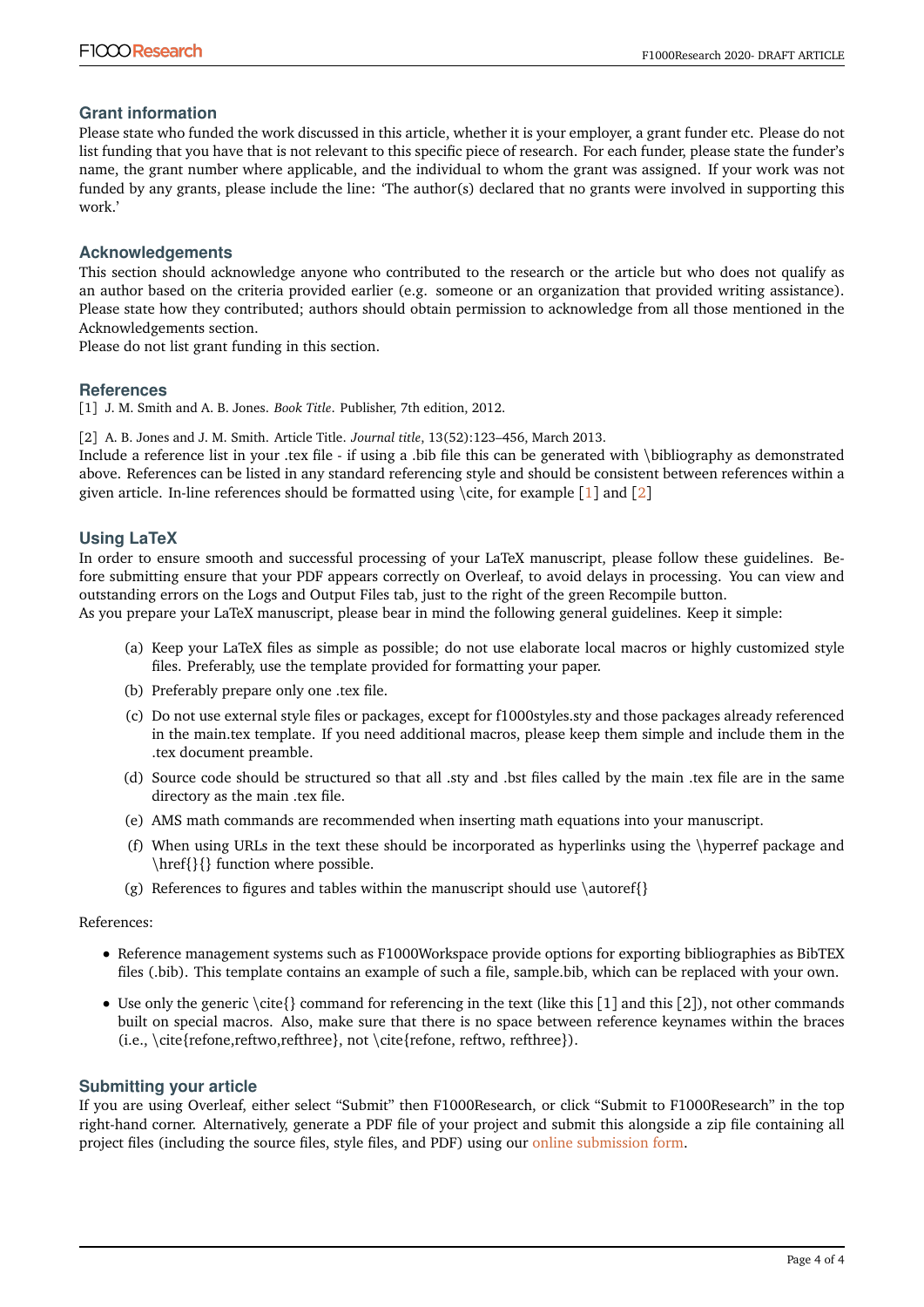## Grant information

Please state who funded the work discussed in this article, whether it is your employer, a grant funder etc. Please do not list funding that you have that is not relevant to this specific piece of research. For each funder, please state the funder's name, the grant number where applicable, and the individual to whom the grant was assigned. If your work was not funded by any grants, please include the line: 'The author(s) declared that no grants were involved in supporting this work.'

## Acknowledgements

This section should acknowledge anyone who contributed to the research or the article but who does not qualify as an author based on the criteria provided earlier (e.g. someone or an organization that provided writing assistance). Please state how they contributed; authors should obtain permission to acknowledge from all those mentioned in the Acknowledgements section.

Please do not list grant funding in this section.

## References

[1] J. M. Smith and A. B. Jones. *Book Title*. Publisher, 7th edition, 2012.

[2] A. B. Jones and J. M. Smith. Article Title. *Journal title*, 13(52):123–456, March 2013.

Include a reference list in your .tex file - if using a .bib file this can be generated with \bibliography as demonstrated above. References can be listed in any standard referencing style and should be consistent between references within a given article. In-line references should be formatted using \cite, for example [1] and [2]

## Using LaTeX

In order to ensure smooth and successful processing of your LaTeX manuscript, please follow these guidelines. Before submitting ensure that your PDF appears correctly on Overleaf, to avoid delays in processing. You can view and outstanding errors on the Logs and Output Files tab, just to the right of the green Recompile button.

As you prepare your LaTeX manuscript, please bear in mind the following general guidelines. Keep it simple:

(a) Keep your LaTeX files as simple as possible; do not use elaborate local macros or highly customized style files. Preferably, use the template provided for formatting your paper.

(b) Preferably prepare only one .tex file.

(c) Do not use external style files or packages, except for f1000styles.sty and those packages already referenced in the main.tex template. If you need additional macros, please keep them simple and include them in the .tex document preamble.

(d) Source code should be structured so that all .sty and .bst files called by the main .tex file are in the same directory as the main .tex file.

(e) AMS math commands are recommended when inserting math equations into your manuscript.

(f) When using URLs in the text these should be incorporated as hyperlinks using the \hyperref package and \href{}{} function where possible.

(g) References to figures and tables within the manuscript should use \autoref{}

References:

- Reference management systems such as F1000Workspace provide options for exporting bibliographies as BibTEX files (.bib). This template contains an example of such a file, sample.bib, which can be replaced with your own.
- Use only the generic \cite{} command for referencing in the text (like this [1] and this [2]), not other commands built on special macros. Also, make sure that there is no space between reference keynames within the braces (i.e., \cite{refone,reftwo,refthree}, not \cite{refone, reftwo, refthree}).

## Submitting your article

If you are using Overleaf, either select "Submit" then F1000Research, or click "Submit to F1000Research" in the top right-hand corner. Alternatively, generate a PDF file of your project and submit this alongside a zip file containing all project files (including the source files, style files, and PDF) using our online submission form.